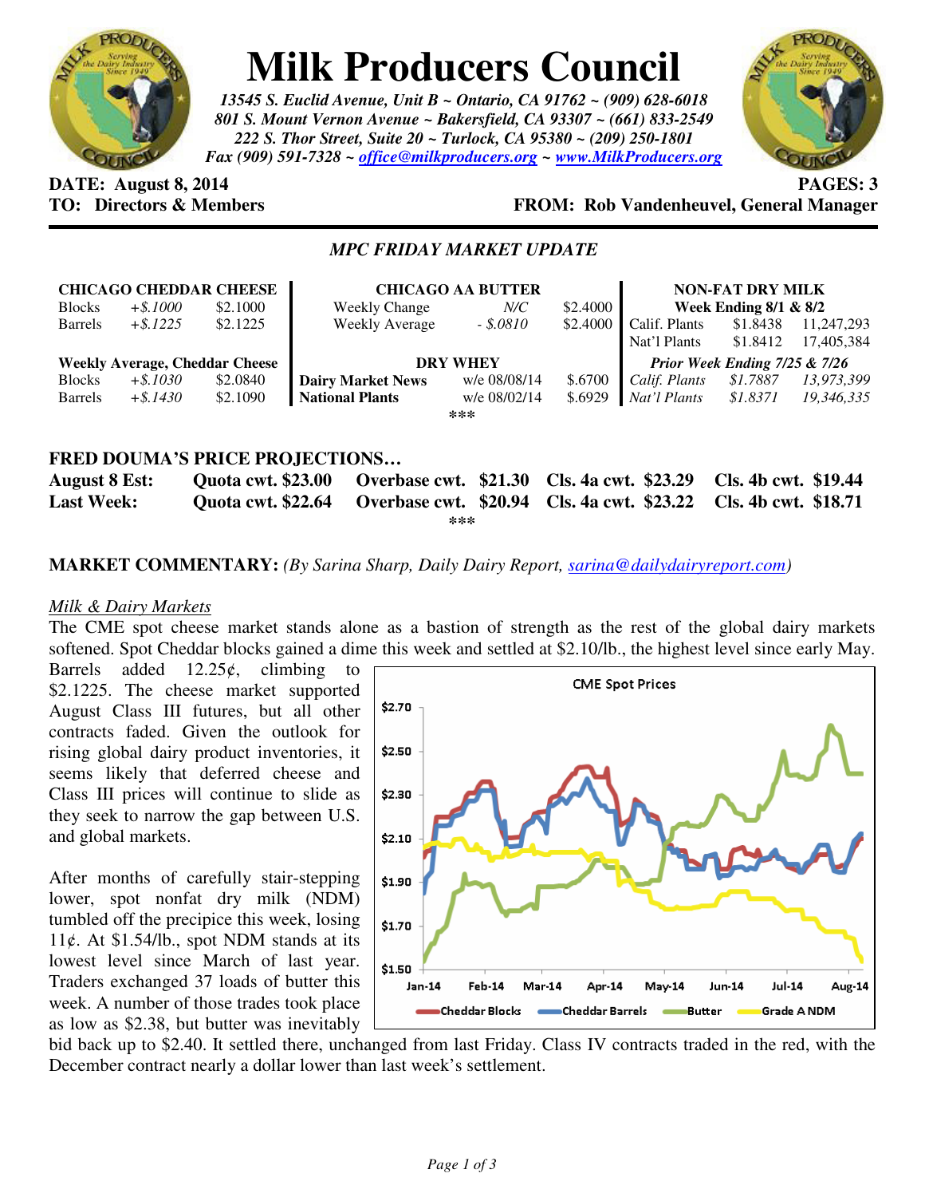# Milk Producers Council

*13545 S. Euclid Avenue, Unit B ~ Ontario, CA 91762 ~ (909) 628-6018*
*801 S. Mount Vernon Avenue ~ Bakersfield, CA 93307 ~ (661) 833-2549*
*222 S. Thor Street, Suite 20 ~ Turlock, CA 95380 ~ (209) 250-1801*
*Fax (909) 591-7328 ~ office@milkproducers.org ~ www.MilkProducers.org*

**DATE: August 8, 2014** **PAGES: 3**
**TO: Directors & Members** **FROM: Rob Vandenheuvel, General Manager**

## *MPC FRIDAY MARKET UPDATE*

| **CHICAGO CHEDDAR CHEESE** | | |
|---|---|---|
| Blocks | *+$.1000* | $2.1000 |
| Barrels | *+$.1225* | $2.1225 |
| **Weekly Average, Cheddar Cheese** | | |
| Blocks | *+$.1030* | $2.0840 |
| Barrels | *+$.1430* | $2.1090 |

| **CHICAGO AA BUTTER** | | |
|---|---|---|
| Weekly Change | *N/C* | $2.4000 |
| Weekly Average | *- $.0810* | $2.4000 |
| **DRY WHEY** | | |
| **Dairy Market News** | w/e 08/08/14 | $.6700 |
| **National Plants** | w/e 08/02/14 | $.6929 |

| **NON-FAT DRY MILK** | | |
|---|---|---|
| **Week Ending 8/1 & 8/2** | | |
| Calif. Plants | $1.8438 | 11,247,293 |
| Nat'l Plants | $1.8412 | 17,405,384 |
| ***Prior Week Ending 7/25 & 7/26*** | | |
| *Calif. Plants* | *$1.7887* | *13,973,399* |
| *Nat'l Plants* | *$1.8371* | *19,346,335* |

***

### FRED DOUMA'S PRICE PROJECTIONS…

| | | | | |
|---|---|---|---|---|
| **August 8 Est:** | **Quota cwt. $23.00** | **Overbase cwt. $21.30** | **Cls. 4a cwt. $23.29** | **Cls. 4b cwt. $19.44** |
| **Last Week:** | **Quota cwt. $22.64** | **Overbase cwt. $20.94** | **Cls. 4a cwt. $23.22** | **Cls. 4b cwt. $18.71** |

***

**MARKET COMMENTARY:** *(By Sarina Sharp, Daily Dairy Report, sarina@dailydairyreport.com)*

<u>*Milk & Dairy Markets*</u>

The CME spot cheese market stands alone as a bastion of strength as the rest of the global dairy markets softened. Spot Cheddar blocks gained a dime this week and settled at $2.10/lb., the highest level since early May. Barrels added 12.25¢, climbing to $2.1225. The cheese market supported August Class III futures, but all other contracts faded. Given the outlook for rising global dairy product inventories, it seems likely that deferred cheese and Class III prices will continue to slide as they seek to narrow the gap between U.S. and global markets.

After months of carefully stair-stepping lower, spot nonfat dry milk (NDM) tumbled off the precipice this week, losing 11¢. At $1.54/lb., spot NDM stands at its lowest level since March of last year. Traders exchanged 37 loads of butter this week. A number of those trades took place as low as $2.38, but butter was inevitably bid back up to $2.40. It settled there, unchanged from last Friday. Class IV contracts traded in the red, with the December contract nearly a dollar lower than last week's settlement.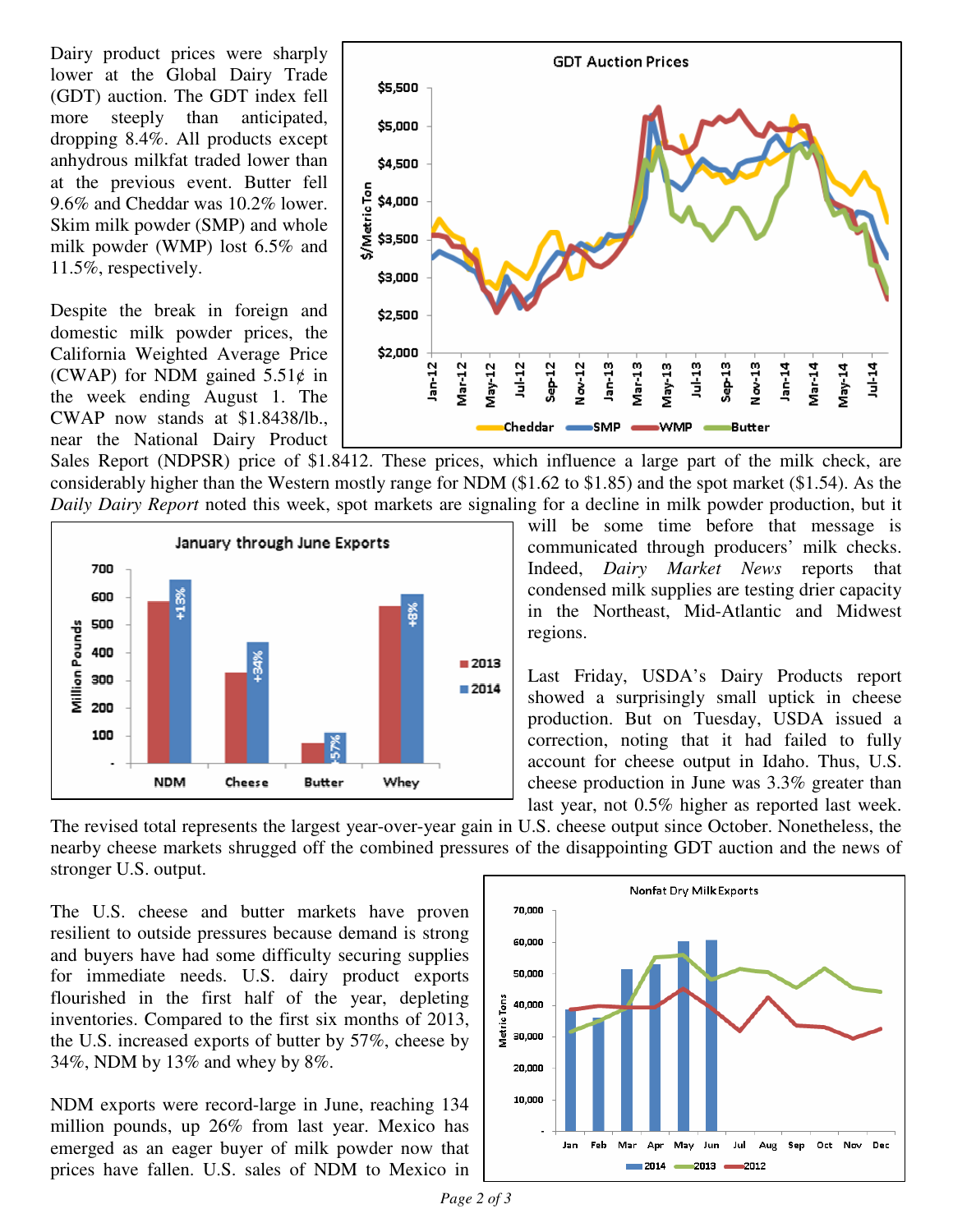Dairy product prices were sharply lower at the Global Dairy Trade (GDT) auction. The GDT index fell more steeply than anticipated, dropping 8.4%. All products except anhydrous milkfat traded lower than at the previous event. Butter fell 9.6% and Cheddar was 10.2% lower. Skim milk powder (SMP) and whole milk powder (WMP) lost 6.5% and 11.5%, respectively.

Despite the break in foreign and domestic milk powder prices, the California Weighted Average Price (CWAP) for NDM gained 5.51¢ in the week ending August 1. The CWAP now stands at $1.8438/lb., near the National Dairy Product Sales Report (NDPSR) price of $1.8412. These prices, which influence a large part of the milk check, are considerably higher than the Western mostly range for NDM ($1.62 to $1.85) and the spot market ($1.54). As the *Daily Dairy Report* noted this week, spot markets are signaling for a decline in milk powder production, but it will be some time before that message is communicated through producers' milk checks. Indeed, *Dairy Market News* reports that condensed milk supplies are testing drier capacity in the Northeast, Mid-Atlantic and Midwest regions.

Last Friday, USDA's Dairy Products report showed a surprisingly small uptick in cheese production. But on Tuesday, USDA issued a correction, noting that it had failed to fully account for cheese output in Idaho. Thus, U.S. cheese production in June was 3.3% greater than last year, not 0.5% higher as reported last week. The revised total represents the largest year-over-year gain in U.S. cheese output since October. Nonetheless, the nearby cheese markets shrugged off the combined pressures of the disappointing GDT auction and the news of stronger U.S. output.

The U.S. cheese and butter markets have proven resilient to outside pressures because demand is strong and buyers have had some difficulty securing supplies for immediate needs. U.S. dairy product exports flourished in the first half of the year, depleting inventories. Compared to the first six months of 2013, the U.S. increased exports of butter by 57%, cheese by 34%, NDM by 13% and whey by 8%.

NDM exports were record-large in June, reaching 134 million pounds, up 26% from last year. Mexico has emerged as an eager buyer of milk powder now that prices have fallen. U.S. sales of NDM to Mexico in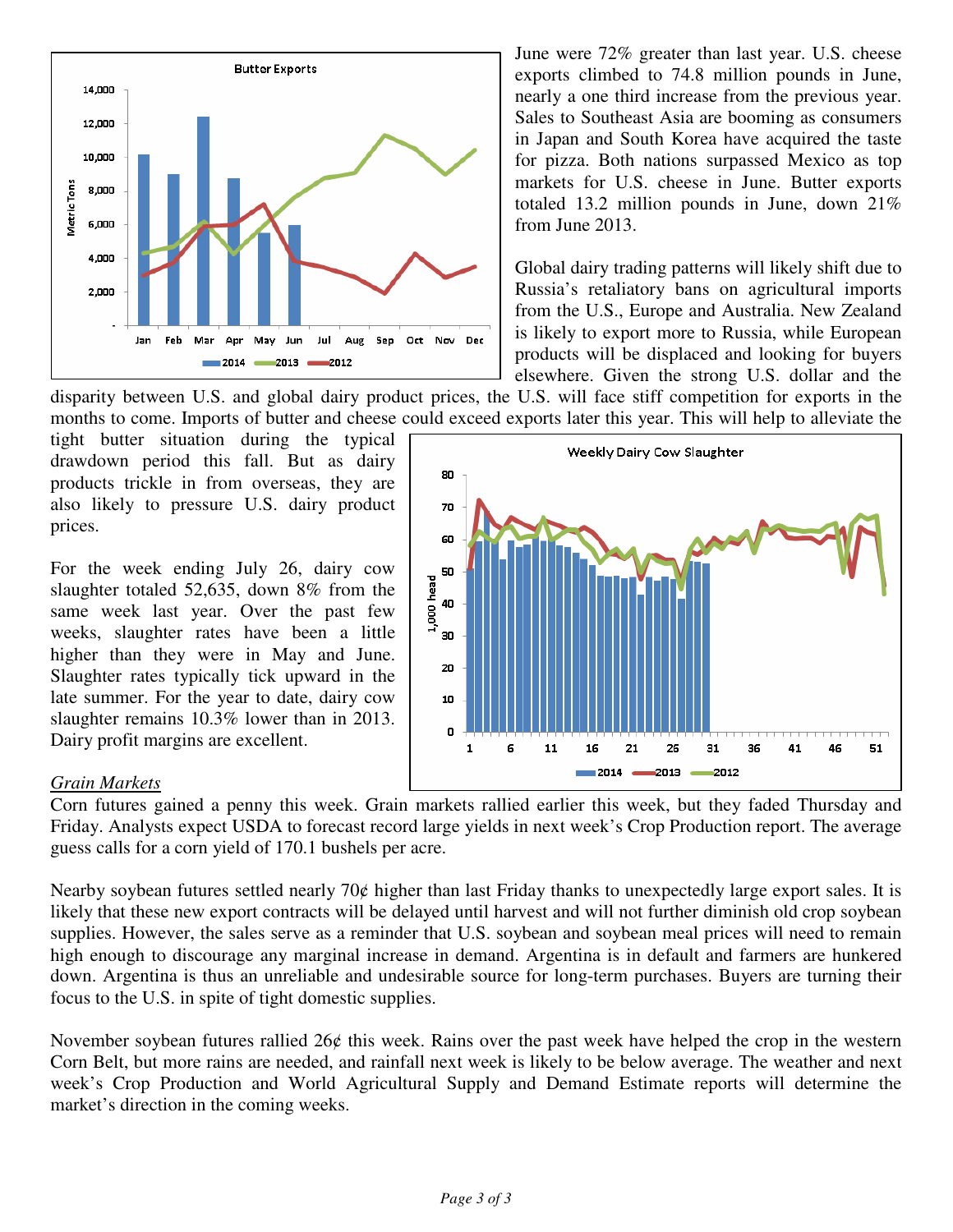Butter Exports

Metric Tons

14,000
12,000
10,000
8,000
6,000
4,000
2,000
-

Jan Feb Mar Apr May Jun Jul Aug Sep Oct Nov Dec

2014 2013 2012

June were 72% greater than last year. U.S. cheese exports climbed to 74.8 million pounds in June, nearly a one third increase from the previous year. Sales to Southeast Asia are booming as consumers in Japan and South Korea have acquired the taste for pizza. Both nations surpassed Mexico as top markets for U.S. cheese in June. Butter exports totaled 13.2 million pounds in June, down 21% from June 2013.

Global dairy trading patterns will likely shift due to Russia's retaliatory bans on agricultural imports from the U.S., Europe and Australia. New Zealand is likely to export more to Russia, while European products will be displaced and looking for buyers elsewhere. Given the strong U.S. dollar and the disparity between U.S. and global dairy product prices, the U.S. will face stiff competition for exports in the months to come. Imports of butter and cheese could exceed exports later this year. This will help to alleviate the tight butter situation during the typical drawdown period this fall. But as dairy products trickle in from overseas, they are also likely to pressure U.S. dairy product prices.

Weekly Dairy Cow Slaughter

1,000 head

80
70
60
50
40
30
20
10
0

1 6 11 16 21 26 31 36 41 46 51

2014 2013 2012

For the week ending July 26, dairy cow slaughter totaled 52,635, down 8% from the same week last year. Over the past few weeks, slaughter rates have been a little higher than they were in May and June. Slaughter rates typically tick upward in the late summer. For the year to date, dairy cow slaughter remains 10.3% lower than in 2013. Dairy profit margins are excellent.

*Grain Markets*

Corn futures gained a penny this week. Grain markets rallied earlier this week, but they faded Thursday and Friday. Analysts expect USDA to forecast record large yields in next week's Crop Production report. The average guess calls for a corn yield of 170.1 bushels per acre.

Nearby soybean futures settled nearly 70¢ higher than last Friday thanks to unexpectedly large export sales. It is likely that these new export contracts will be delayed until harvest and will not further diminish old crop soybean supplies. However, the sales serve as a reminder that U.S. soybean and soybean meal prices will need to remain high enough to discourage any marginal increase in demand. Argentina is in default and farmers are hunkered down. Argentina is thus an unreliable and undesirable source for long-term purchases. Buyers are turning their focus to the U.S. in spite of tight domestic supplies.

November soybean futures rallied 26¢ this week. Rains over the past week have helped the crop in the western Corn Belt, but more rains are needed, and rainfall next week is likely to be below average. The weather and next week's Crop Production and World Agricultural Supply and Demand Estimate reports will determine the market's direction in the coming weeks.